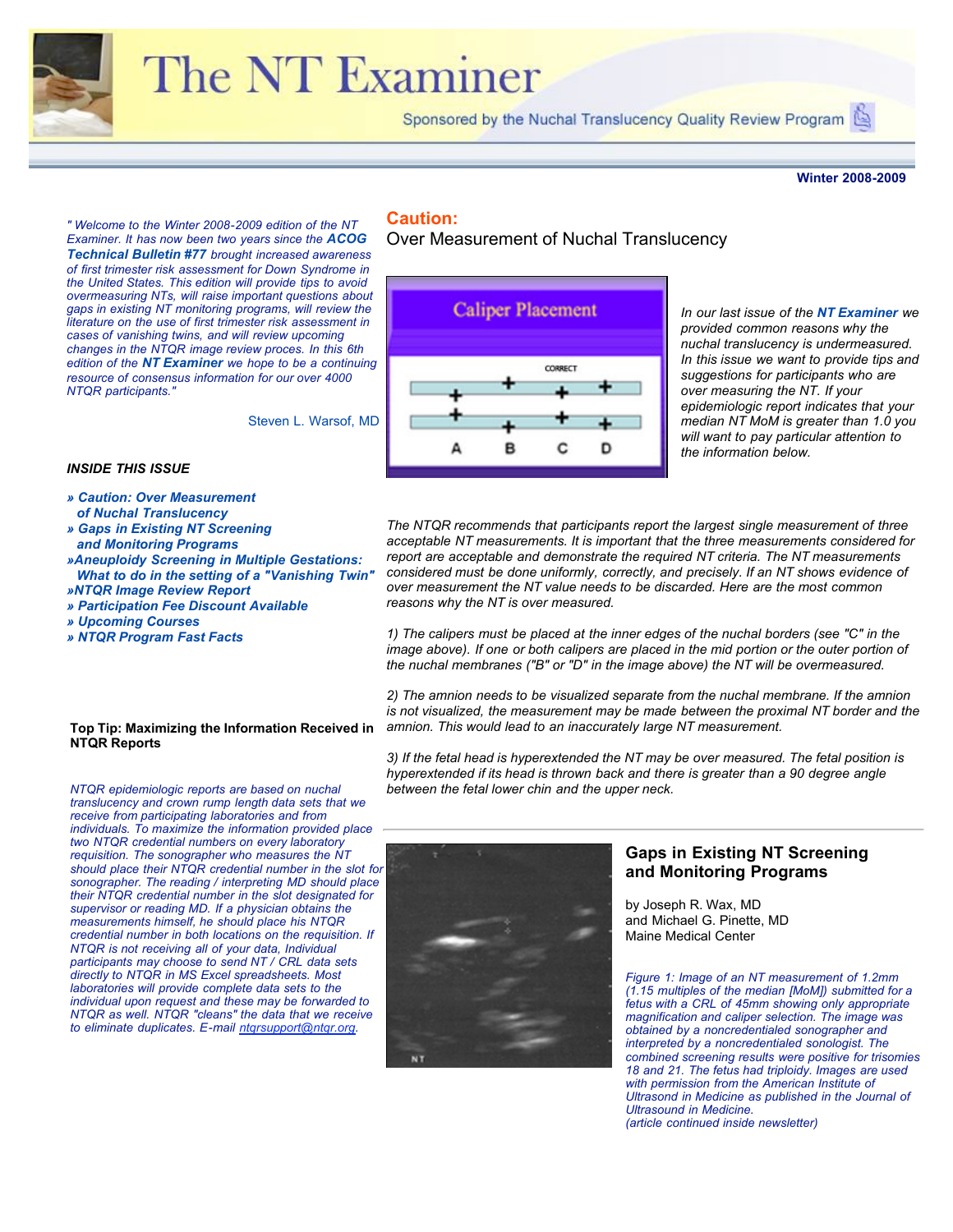# The NT Examiner

Sponsored by the Nuchal Translucency Quality Review Program

**Winter 2008-2009**

*" Welcome to the Winter 2008-2009 edition of the NT Examiner. It has now been two years since the **ACOG Technical Bulletin #77** brought increased awareness of first trimester risk assessment for Down Syndrome in the United States. This edition will provide tips to avoid overmeasuring NTs, will raise important questions about gaps in existing NT monitoring programs, will review the literature on the use of first trimester risk assessment in cases of vanishing twins, and will review upcoming changes in the NTQR image review proces. In this 6th edition of the **NT Examiner** we hope to be a continuing resource of consensus information for our over 4000 NTQR participants."*

Steven L. Warsof, MD

***INSIDE THIS ISSUE***

- ***» Caution: Over Measurement of Nuchal Translucency***
- ***» Gaps in Existing NT Screening and Monitoring Programs***
- ***»Aneuploidy Screening in Multiple Gestations: What to do in the setting of a "Vanishing Twin"***
- ***»NTQR Image Review Report***
- ***» Participation Fee Discount Available***
- ***» Upcoming Courses***
- ***» NTQR Program Fast Facts***

**Top Tip: Maximizing the Information Received in NTQR Reports**

*NTQR epidemiologic reports are based on nuchal translucency and crown rump length data sets that we receive from participating laboratories and from individuals. To maximize the information provided place two NTQR credential numbers on every laboratory requisition. The sonographer who measures the NT should place their NTQR credential number in the slot for sonographer. The reading / interpreting MD should place their NTQR credential number in the slot designated for supervisor or reading MD. If a physician obtains the measurements himself, he should place his NTQR credential number in both locations on the requisition. If NTQR is not receiving all of your data, Individual participants may choose to send NT / CRL data sets directly to NTQR in MS Excel spreadsheets. Most laboratories will provide complete data sets to the individual upon request and these may be forwarded to NTQR as well. NTQR "cleans" the data that we receive to eliminate duplicates. E-mail ntqrsupport@ntqr.org.*

## Caution:

### Over Measurement of Nuchal Translucency

*In our last issue of the **NT Examiner** we provided common reasons why the nuchal translucency is undermeasured. In this issue we want to provide tips and suggestions for participants who are over measuring the NT. If your epidemiologic report indicates that your median NT MoM is greater than 1.0 you will want to pay particular attention to the information below.*

*The NTQR recommends that participants report the largest single measurement of three acceptable NT measurements. It is important that the three measurements considered for report are acceptable and demonstrate the required NT criteria. The NT measurements considered must be done uniformly, correctly, and precisely. If an NT shows evidence of over measurement the NT value needs to be discarded. Here are the most common reasons why the NT is over measured.*

*1) The calipers must be placed at the inner edges of the nuchal borders (see "C" in the image above). If one or both calipers are placed in the mid portion or the outer portion of the nuchal membranes ("B" or "D" in the image above) the NT will be overmeasured.*

*2) The amnion needs to be visualized separate from the nuchal membrane. If the amnion is not visualized, the measurement may be made between the proximal NT border and the amnion. This would lead to an inaccurately large NT measurement.*

*3) If the fetal head is hyperextended the NT may be over measured. The fetal position is hyperextended if its head is thrown back and there is greater than a 90 degree angle between the fetal lower chin and the upper neck.*

## Gaps in Existing NT Screening and Monitoring Programs

by Joseph R. Wax, MD
and Michael G. Pinette, MD
Maine Medical Center

*Figure 1: Image of an NT measurement of 1.2mm (1.15 multiples of the median [MoM]) submitted for a fetus with a CRL of 45mm showing only appropriate magnification and caliper selection. The image was obtained by a noncredentialed sonographer and interpreted by a noncredentialed sonologist. The combined screening results were positive for trisomies 18 and 21. The fetus had triploidy. Images are used with permission from the American Institute of Ultrasound in Medicine as published in the Journal of Ultrasound in Medicine.*
*(article continued inside newsletter)*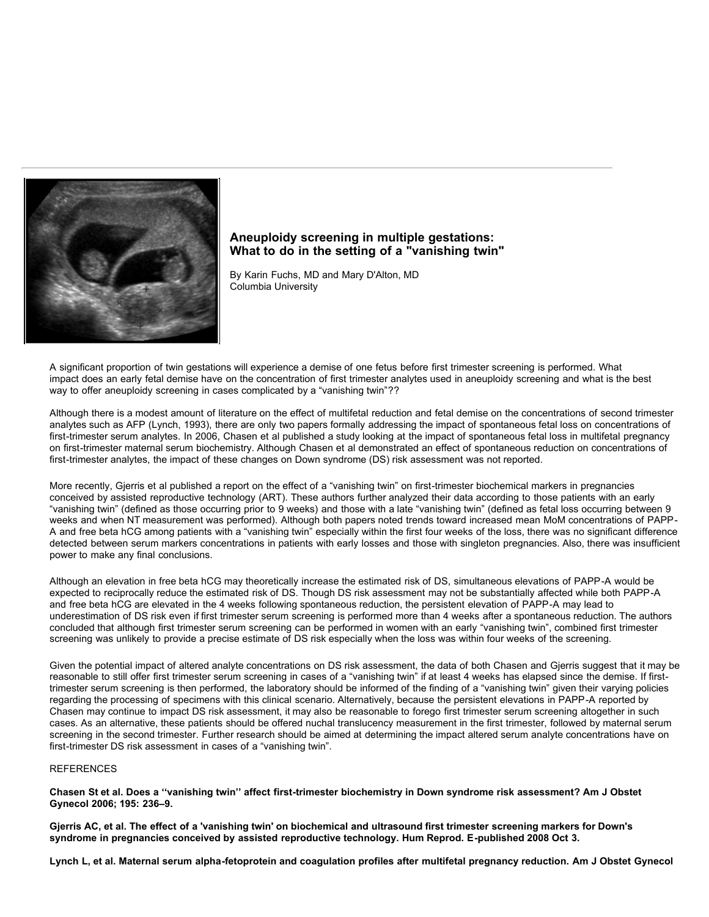## Aneuploidy screening in multiple gestations: What to do in the setting of a "vanishing twin"

By Karin Fuchs, MD and Mary D'Alton, MD
Columbia University

A significant proportion of twin gestations will experience a demise of one fetus before first trimester screening is performed. What impact does an early fetal demise have on the concentration of first trimester analytes used in aneuploidy screening and what is the best way to offer aneuploidy screening in cases complicated by a “vanishing twin”??

Although there is a modest amount of literature on the effect of multifetal reduction and fetal demise on the concentrations of second trimester analytes such as AFP (Lynch, 1993), there are only two papers formally addressing the impact of spontaneous fetal loss on concentrations of first-trimester serum analytes. In 2006, Chasen et al published a study looking at the impact of spontaneous fetal loss in multifetal pregnancy on first-trimester maternal serum biochemistry. Although Chasen et al demonstrated an effect of spontaneous reduction on concentrations of first-trimester analytes, the impact of these changes on Down syndrome (DS) risk assessment was not reported.

More recently, Gjerris et al published a report on the effect of a “vanishing twin” on first-trimester biochemical markers in pregnancies conceived by assisted reproductive technology (ART). These authors further analyzed their data according to those patients with an early “vanishing twin” (defined as those occurring prior to 9 weeks) and those with a late “vanishing twin” (defined as fetal loss occurring between 9 weeks and when NT measurement was performed). Although both papers noted trends toward increased mean MoM concentrations of PAPP-A and free beta hCG among patients with a “vanishing twin” especially within the first four weeks of the loss, there was no significant difference detected between serum markers concentrations in patients with early losses and those with singleton pregnancies. Also, there was insufficient power to make any final conclusions.

Although an elevation in free beta hCG may theoretically increase the estimated risk of DS, simultaneous elevations of PAPP-A would be expected to reciprocally reduce the estimated risk of DS. Though DS risk assessment may not be substantially affected while both PAPP-A and free beta hCG are elevated in the 4 weeks following spontaneous reduction, the persistent elevation of PAPP-A may lead to underestimation of DS risk even if first trimester serum screening is performed more than 4 weeks after a spontaneous reduction. The authors concluded that although first trimester serum screening can be performed in women with an early “vanishing twin”, combined first trimester screening was unlikely to provide a precise estimate of DS risk especially when the loss was within four weeks of the screening.

Given the potential impact of altered analyte concentrations on DS risk assessment, the data of both Chasen and Gjerris suggest that it may be reasonable to still offer first trimester serum screening in cases of a “vanishing twin” if at least 4 weeks has elapsed since the demise. If first-trimester serum screening is then performed, the laboratory should be informed of the finding of a “vanishing twin” given their varying policies regarding the processing of specimens with this clinical scenario. Alternatively, because the persistent elevations in PAPP-A reported by Chasen may continue to impact DS risk assessment, it may also be reasonable to forego first trimester serum screening altogether in such cases. As an alternative, these patients should be offered nuchal translucency measurement in the first trimester, followed by maternal serum screening in the second trimester. Further research should be aimed at determining the impact altered serum analyte concentrations have on first-trimester DS risk assessment in cases of a “vanishing twin”.

REFERENCES

**Chasen St et al. Does a ‘‘vanishing twin’’ affect first-trimester biochemistry in Down syndrome risk assessment? Am J Obstet Gynecol 2006; 195: 236–9.**

**Gjerris AC, et al. The effect of a 'vanishing twin' on biochemical and ultrasound first trimester screening markers for Down's syndrome in pregnancies conceived by assisted reproductive technology. Hum Reprod. E-published 2008 Oct 3.**

**Lynch L, et al. Maternal serum alpha-fetoprotein and coagulation profiles after multifetal pregnancy reduction. Am J Obstet Gynecol**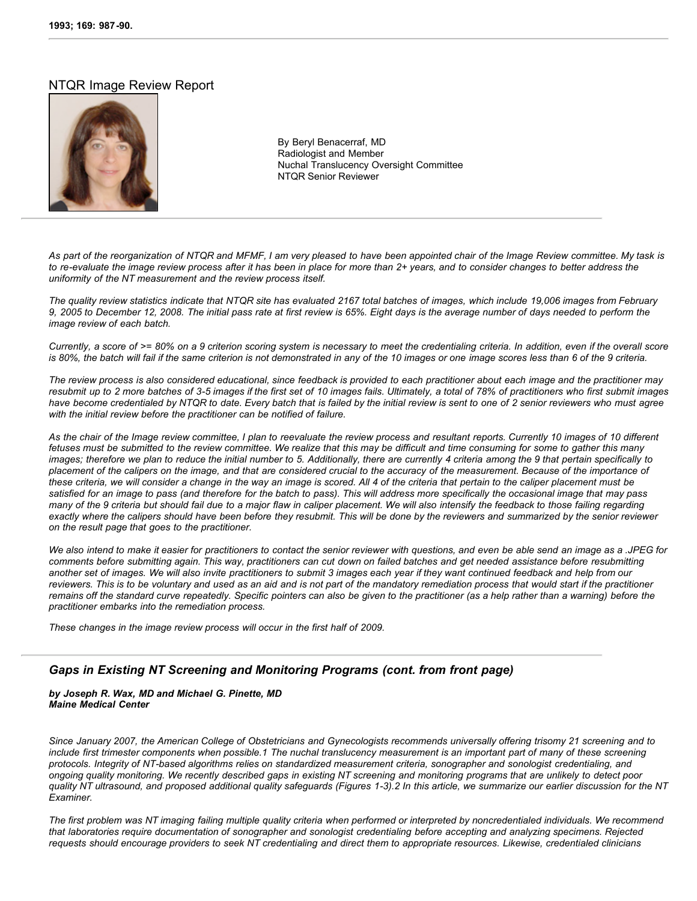1993; 169: 987-90.

## NTQR Image Review Report

By Beryl Benacerraf, MD
Radiologist and Member
Nuchal Translucency Oversight Committee
NTQR Senior Reviewer

*As part of the reorganization of NTQR and MFMF, I am very pleased to have been appointed chair of the Image Review committee. My task is to re-evaluate the image review process after it has been in place for more than 2+ years, and to consider changes to better address the uniformity of the NT measurement and the review process itself.*

*The quality review statistics indicate that NTQR site has evaluated 2167 total batches of images, which include 19,006 images from February 9, 2005 to December 12, 2008. The initial pass rate at first review is 65%. Eight days is the average number of days needed to perform the image review of each batch.*

*Currently, a score of >= 80% on a 9 criterion scoring system is necessary to meet the credentialing criteria. In addition, even if the overall score is 80%, the batch will fail if the same criterion is not demonstrated in any of the 10 images or one image scores less than 6 of the 9 criteria.*

*The review process is also considered educational, since feedback is provided to each practitioner about each image and the practitioner may resubmit up to 2 more batches of 3-5 images if the first set of 10 images fails. Ultimately, a total of 78% of practitioners who first submit images have become credentialed by NTQR to date. Every batch that is failed by the initial review is sent to one of 2 senior reviewers who must agree with the initial review before the practitioner can be notified of failure.*

*As the chair of the Image review committee, I plan to reevaluate the review process and resultant reports. Currently 10 images of 10 different fetuses must be submitted to the review committee. We realize that this may be difficult and time consuming for some to gather this many images; therefore we plan to reduce the initial number to 5. Additionally, there are currently 4 criteria among the 9 that pertain specifically to placement of the calipers on the image, and that are considered crucial to the accuracy of the measurement. Because of the importance of these criteria, we will consider a change in the way an image is scored. All 4 of the criteria that pertain to the caliper placement must be satisfied for an image to pass (and therefore for the batch to pass). This will address more specifically the occasional image that may pass many of the 9 criteria but should fail due to a major flaw in caliper placement. We will also intensify the feedback to those failing regarding exactly where the calipers should have been before they resubmit. This will be done by the reviewers and summarized by the senior reviewer on the result page that goes to the practitioner.*

*We also intend to make it easier for practitioners to contact the senior reviewer with questions, and even be able send an image as a .JPEG for comments before submitting again. This way, practitioners can cut down on failed batches and get needed assistance before resubmitting another set of images. We will also invite practitioners to submit 3 images each year if they want continued feedback and help from our reviewers. This is to be voluntary and used as an aid and is not part of the mandatory remediation process that would start if the practitioner remains off the standard curve repeatedly. Specific pointers can also be given to the practitioner (as a help rather than a warning) before the practitioner embarks into the remediation process.*

*These changes in the image review process will occur in the first half of 2009.*

## *Gaps in Existing NT Screening and Monitoring Programs (cont. from front page)*

***by Joseph R. Wax, MD and Michael G. Pinette, MD***
***Maine Medical Center***

*Since January 2007, the American College of Obstetricians and Gynecologists recommends universally offering trisomy 21 screening and to include first trimester components when possible.1 The nuchal translucency measurement is an important part of many of these screening protocols. Integrity of NT-based algorithms relies on standardized measurement criteria, sonographer and sonologist credentialing, and ongoing quality monitoring. We recently described gaps in existing NT screening and monitoring programs that are unlikely to detect poor quality NT ultrasound, and proposed additional quality safeguards (Figures 1-3).2 In this article, we summarize our earlier discussion for the NT Examiner.*

*The first problem was NT imaging failing multiple quality criteria when performed or interpreted by noncredentialed individuals. We recommend that laboratories require documentation of sonographer and sonologist credentialing before accepting and analyzing specimens. Rejected requests should encourage providers to seek NT credentialing and direct them to appropriate resources. Likewise, credentialed clinicians*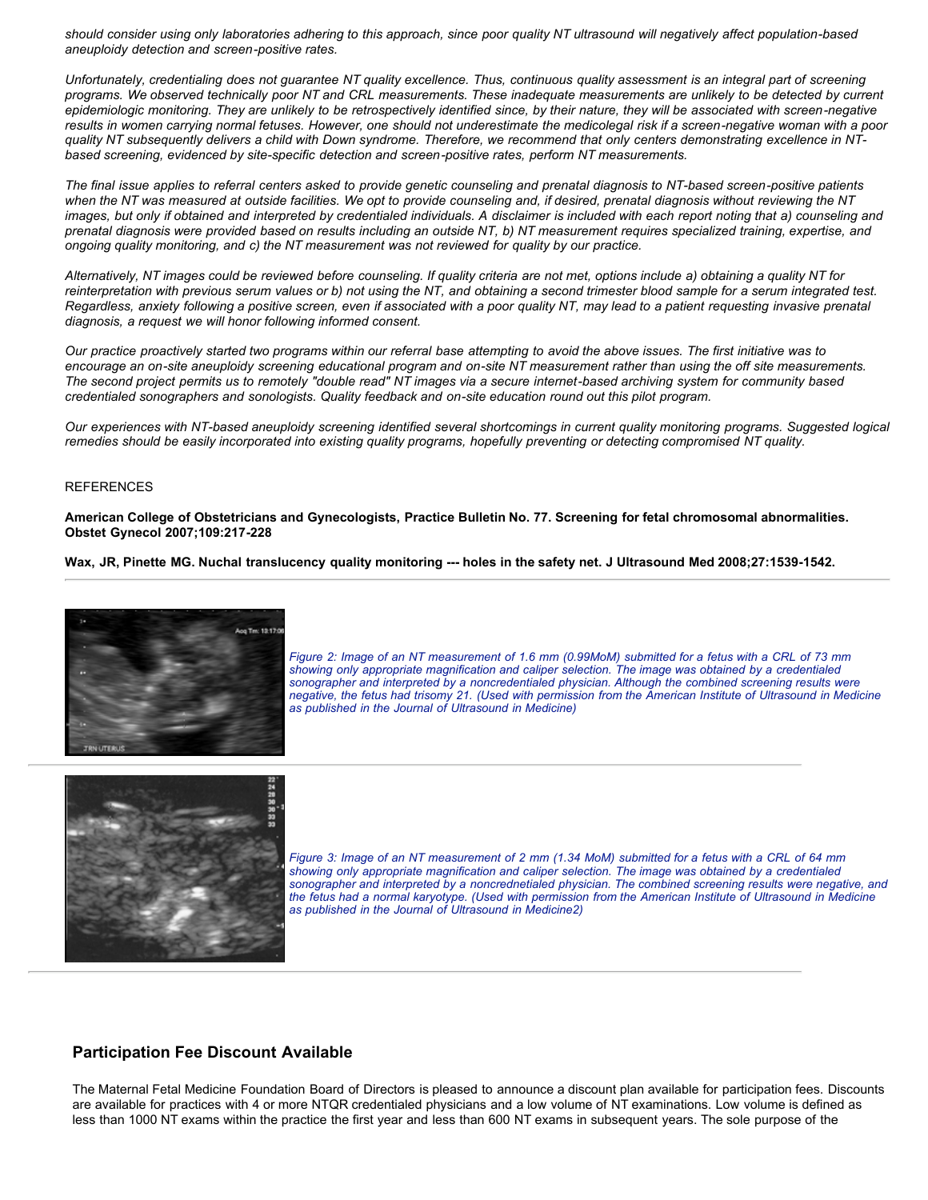*should consider using only laboratories adhering to this approach, since poor quality NT ultrasound will negatively affect population-based aneuploidy detection and screen-positive rates.*

*Unfortunately, credentialing does not guarantee NT quality excellence. Thus, continuous quality assessment is an integral part of screening programs. We observed technically poor NT and CRL measurements. These inadequate measurements are unlikely to be detected by current epidemiologic monitoring. They are unlikely to be retrospectively identified since, by their nature, they will be associated with screen-negative results in women carrying normal fetuses. However, one should not underestimate the medicolegal risk if a screen-negative woman with a poor quality NT subsequently delivers a child with Down syndrome. Therefore, we recommend that only centers demonstrating excellence in NT-based screening, evidenced by site-specific detection and screen-positive rates, perform NT measurements.*

*The final issue applies to referral centers asked to provide genetic counseling and prenatal diagnosis to NT-based screen-positive patients when the NT was measured at outside facilities. We opt to provide counseling and, if desired, prenatal diagnosis without reviewing the NT images, but only if obtained and interpreted by credentialed individuals. A disclaimer is included with each report noting that a) counseling and prenatal diagnosis were provided based on results including an outside NT, b) NT measurement requires specialized training, expertise, and ongoing quality monitoring, and c) the NT measurement was not reviewed for quality by our practice.*

*Alternatively, NT images could be reviewed before counseling. If quality criteria are not met, options include a) obtaining a quality NT for reinterpretation with previous serum values or b) not using the NT, and obtaining a second trimester blood sample for a serum integrated test. Regardless, anxiety following a positive screen, even if associated with a poor quality NT, may lead to a patient requesting invasive prenatal diagnosis, a request we will honor following informed consent.*

*Our practice proactively started two programs within our referral base attempting to avoid the above issues. The first initiative was to encourage an on-site aneuploidy screening educational program and on-site NT measurement rather than using the off site measurements. The second project permits us to remotely "double read" NT images via a secure internet-based archiving system for community based credentialed sonographers and sonologists. Quality feedback and on-site education round out this pilot program.*

*Our experiences with NT-based aneuploidy screening identified several shortcomings in current quality monitoring programs. Suggested logical remedies should be easily incorporated into existing quality programs, hopefully preventing or detecting compromised NT quality.*

REFERENCES

**American College of Obstetricians and Gynecologists, Practice Bulletin No. 77. Screening for fetal chromosomal abnormalities. Obstet Gynecol 2007;109:217-228**

**Wax, JR, Pinette MG. Nuchal translucency quality monitoring --- holes in the safety net. J Ultrasound Med 2008;27:1539-1542.**

*Figure 2: Image of an NT measurement of 1.6 mm (0.99MoM) submitted for a fetus with a CRL of 73 mm showing only appropriate magnification and caliper selection. The image was obtained by a credentialed sonographer and interpreted by a noncredentialed physician. Although the combined screening results were negative, the fetus had trisomy 21. (Used with permission from the American Institute of Ultrasound in Medicine as published in the Journal of Ultrasound in Medicine)*

*Figure 3: Image of an NT measurement of 2 mm (1.34 MoM) submitted for a fetus with a CRL of 64 mm showing only appropriate magnification and caliper selection. The image was obtained by a credentialed sonographer and interpreted by a noncrednetialed physician. The combined screening results were negative, and the fetus had a normal karyotype. (Used with permission from the American Institute of Ultrasound in Medicine as published in the Journal of Ultrasound in Medicine2)*

## Participation Fee Discount Available

The Maternal Fetal Medicine Foundation Board of Directors is pleased to announce a discount plan available for participation fees. Discounts are available for practices with 4 or more NTQR credentialed physicians and a low volume of NT examinations. Low volume is defined as less than 1000 NT exams within the practice the first year and less than 600 NT exams in subsequent years. The sole purpose of the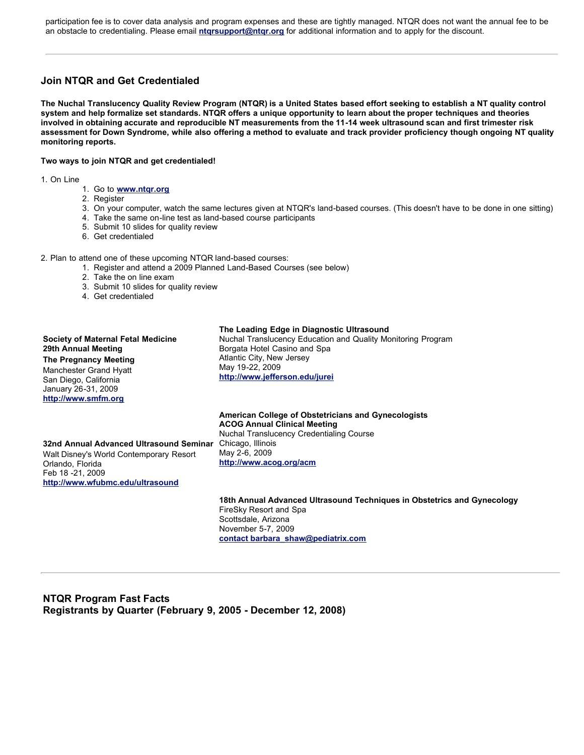participation fee is to cover data analysis and program expenses and these are tightly managed. NTQR does not want the annual fee to be an obstacle to credentialing. Please email **ntqrsupport@ntqr.org** for additional information and to apply for the discount.

---

## Join NTQR and Get Credentialed

**The Nuchal Translucency Quality Review Program (NTQR) is a United States based effort seeking to establish a NT quality control system and help formalize set standards. NTQR offers a unique opportunity to learn about the proper techniques and theories involved in obtaining accurate and reproducible NT measurements from the 11-14 week ultrasound scan and first trimester risk assessment for Down Syndrome, while also offering a method to evaluate and track provider proficiency though ongoing NT quality monitoring reports.**

**Two ways to join NTQR and get credentialed!**

1. On Line
    1. Go to **www.ntqr.org**
    2. Register
    3. On your computer, watch the same lectures given at NTQR's land-based courses. (This doesn't have to be done in one sitting)
    4. Take the same on-line test as land-based course participants
    5. Submit 10 slides for quality review
    6. Get credentialed

2. Plan to attend one of these upcoming NTQR land-based courses:
    1. Register and attend a 2009 Planned Land-Based Courses (see below)
    2. Take the on line exam
    3. Submit 10 slides for quality review
    4. Get credentialed

**Society of Maternal Fetal Medicine**
**29th Annual Meeting**
**The Pregnancy Meeting**
Manchester Grand Hyatt
San Diego, California
January 26-31, 2009
**http://www.smfm.org**

**32nd Annual Advanced Ultrasound Seminar**
Walt Disney's World Contemporary Resort
Orlando, Florida
Feb 18 -21, 2009
**http://www.wfubmc.edu/ultrasound**

**The Leading Edge in Diagnostic Ultrasound**
Nuchal Translucency Education and Quality Monitoring Program
Borgata Hotel Casino and Spa
Atlantic City, New Jersey
May 19-22, 2009
**http://www.jefferson.edu/jurei**

**American College of Obstetricians and Gynecologists**
**ACOG Annual Clinical Meeting**
Nuchal Translucency Credentialing Course
Chicago, Illinois
May 2-6, 2009
**http://www.acog.org/acm**

**18th Annual Advanced Ultrasound Techniques in Obstetrics and Gynecology**
FireSky Resort and Spa
Scottsdale, Arizona
November 5-7, 2009
**contact barbara_shaw@pediatrix.com**

---

## NTQR Program Fast Facts
## Registrants by Quarter (February 9, 2005 - December 12, 2008)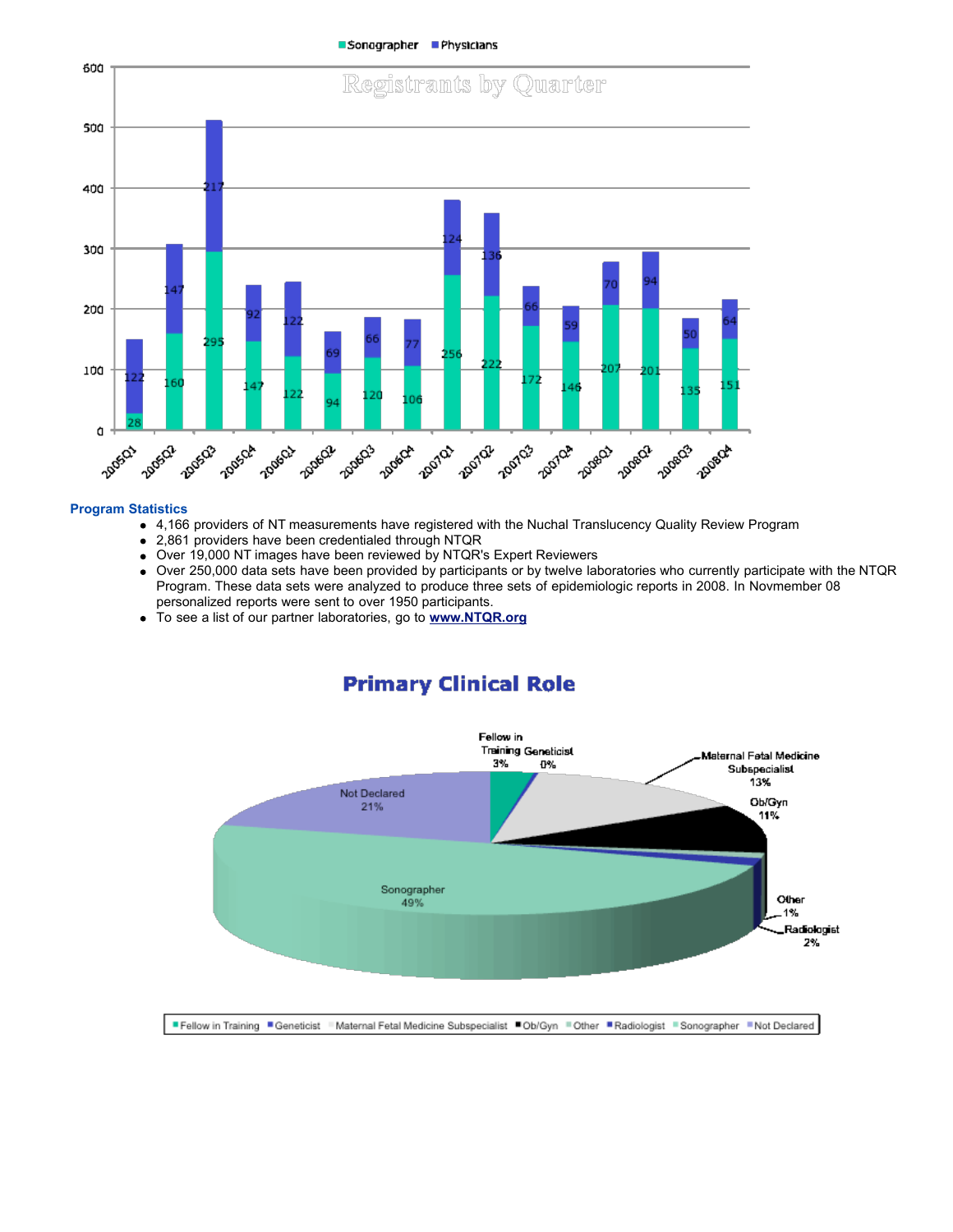**Program Statistics**

- 4,166 providers of NT measurements have registered with the Nuchal Translucency Quality Review Program
- 2,861 providers have been credentialed through NTQR
- Over 19,000 NT images have been reviewed by NTQR's Expert Reviewers
- Over 250,000 data sets have been provided by participants or by twelve laboratories who currently participate with the NTQR Program. These data sets were analyzed to produce three sets of epidemiologic reports in 2008. In Novmember 08 personalized reports were sent to over 1950 participants.
- To see a list of our partner laboratories, go to **www.NTQR.org**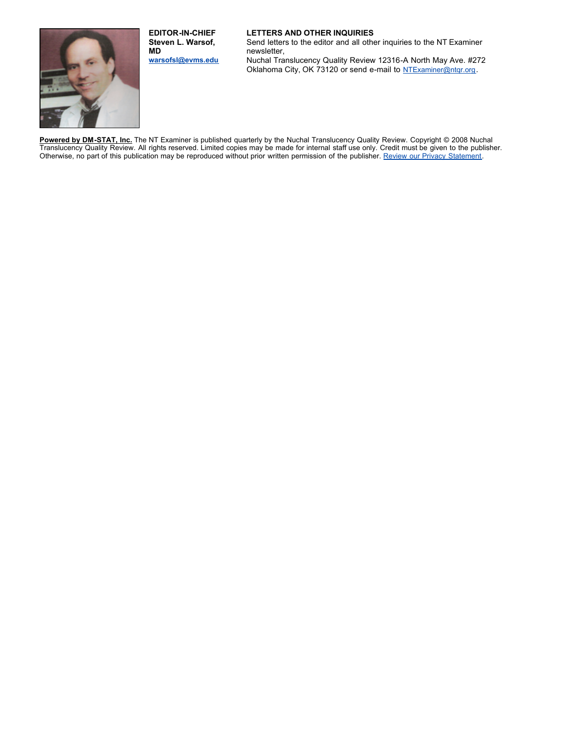**EDITOR-IN-CHIEF**
**Steven L. Warsof, MD**
**warsofsl@evms.edu**

**LETTERS AND OTHER INQUIRIES**

Send letters to the editor and all other inquiries to the NT Examiner newsletter,
Nuchal Translucency Quality Review 12316-A North May Ave. #272
Oklahoma City, OK 73120 or send e-mail to NTExaminer@ntqr.org.

**Powered by DM-STAT, Inc.** The NT Examiner is published quarterly by the Nuchal Translucency Quality Review. Copyright © 2008 Nuchal Translucency Quality Review. All rights reserved. Limited copies may be made for internal staff use only. Credit must be given to the publisher. Otherwise, no part of this publication may be reproduced without prior written permission of the publisher. Review our Privacy Statement.